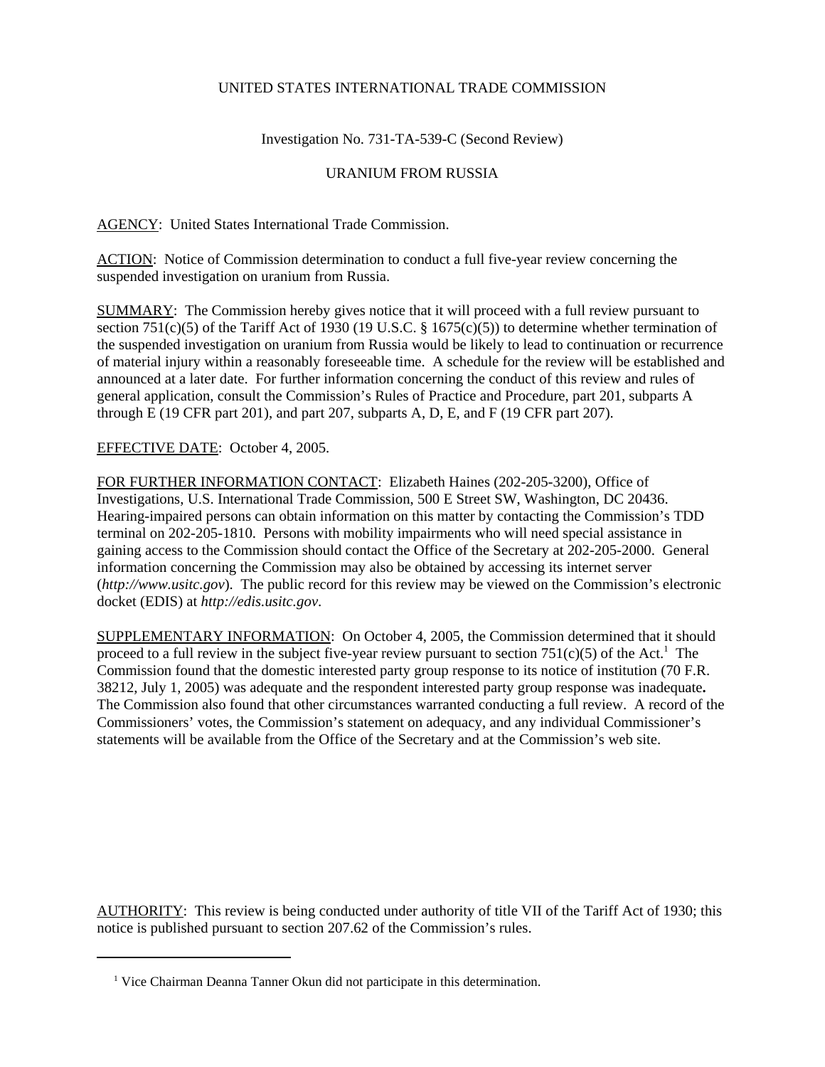UNITED STATES INTERNATIONAL TRADE COMMISSION

Investigation No. 731-TA-539-C (Second Review)

URANIUM FROM RUSSIA

AGENCY: United States International Trade Commission.

ACTION: Notice of Commission determination to conduct a full five-year review concerning the suspended investigation on uranium from Russia.

SUMMARY: The Commission hereby gives notice that it will proceed with a full review pursuant to section 751(c)(5) of the Tariff Act of 1930 (19 U.S.C. § 1675(c)(5)) to determine whether termination of the suspended investigation on uranium from Russia would be likely to lead to continuation or recurrence of material injury within a reasonably foreseeable time. A schedule for the review will be established and announced at a later date. For further information concerning the conduct of this review and rules of general application, consult the Commission's Rules of Practice and Procedure, part 201, subparts A through E (19 CFR part 201), and part 207, subparts A, D, E, and F (19 CFR part 207).

EFFECTIVE DATE: October 4, 2005.

FOR FURTHER INFORMATION CONTACT: Elizabeth Haines (202-205-3200), Office of Investigations, U.S. International Trade Commission, 500 E Street SW, Washington, DC 20436. Hearing-impaired persons can obtain information on this matter by contacting the Commission's TDD terminal on 202-205-1810. Persons with mobility impairments who will need special assistance in gaining access to the Commission should contact the Office of the Secretary at 202-205-2000. General information concerning the Commission may also be obtained by accessing its internet server (*http://www.usitc.gov*). The public record for this review may be viewed on the Commission's electronic docket (EDIS) at *http://edis.usitc.gov*.

SUPPLEMENTARY INFORMATION: On October 4, 2005, the Commission determined that it should proceed to a full review in the subject five-year review pursuant to section 751(c)(5) of the Act.[1] The Commission found that the domestic interested party group response to its notice of institution (70 F.R. 38212, July 1, 2005) was adequate and the respondent interested party group response was inadequate**.** The Commission also found that other circumstances warranted conducting a full review. A record of the Commissioners' votes, the Commission's statement on adequacy, and any individual Commissioner's statements will be available from the Office of the Secretary and at the Commission's web site.

AUTHORITY: This review is being conducted under authority of title VII of the Tariff Act of 1930; this notice is published pursuant to section 207.62 of the Commission's rules.

[1] Vice Chairman Deanna Tanner Okun did not participate in this determination.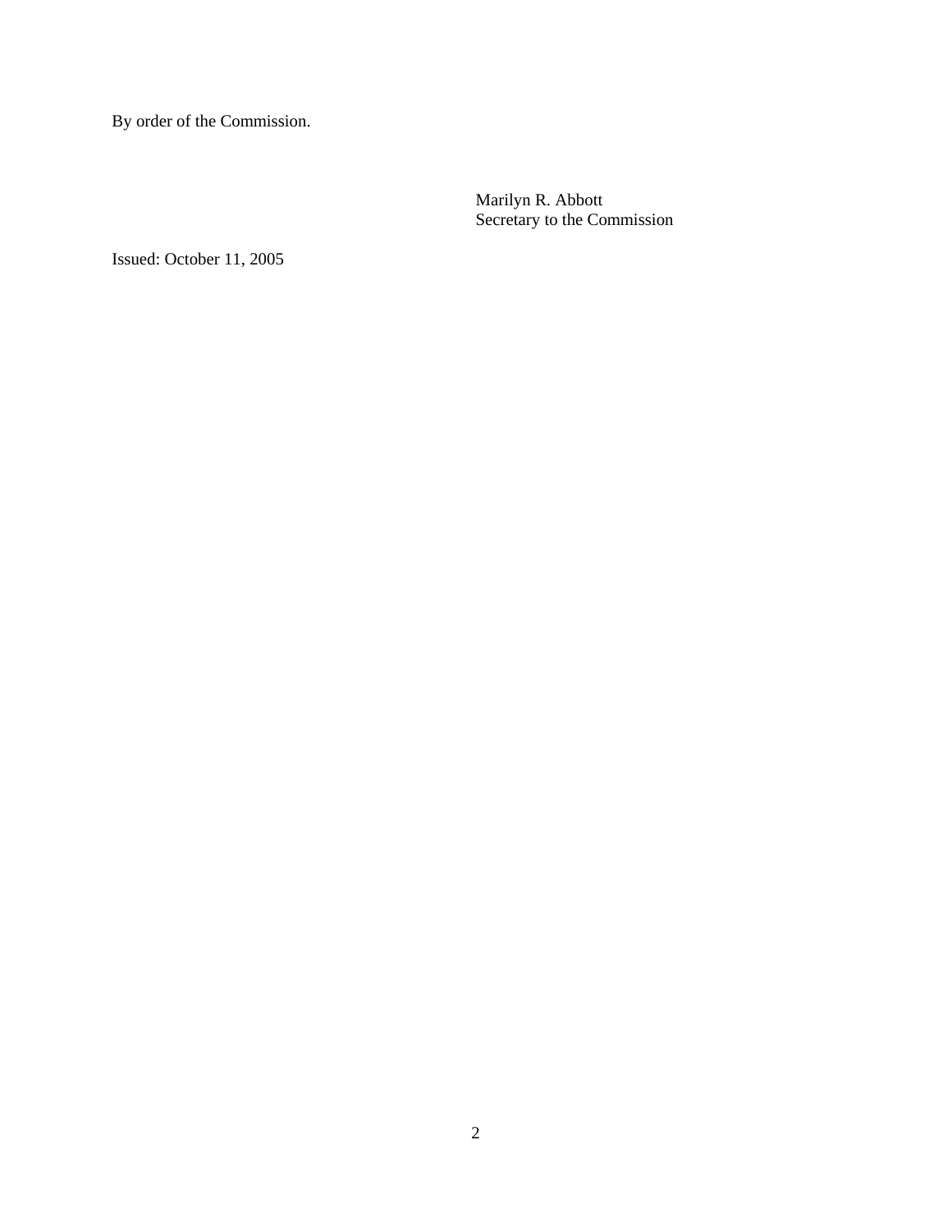By order of the Commission.

Marilyn R. Abbott
Secretary to the Commission

Issued: October 11, 2005